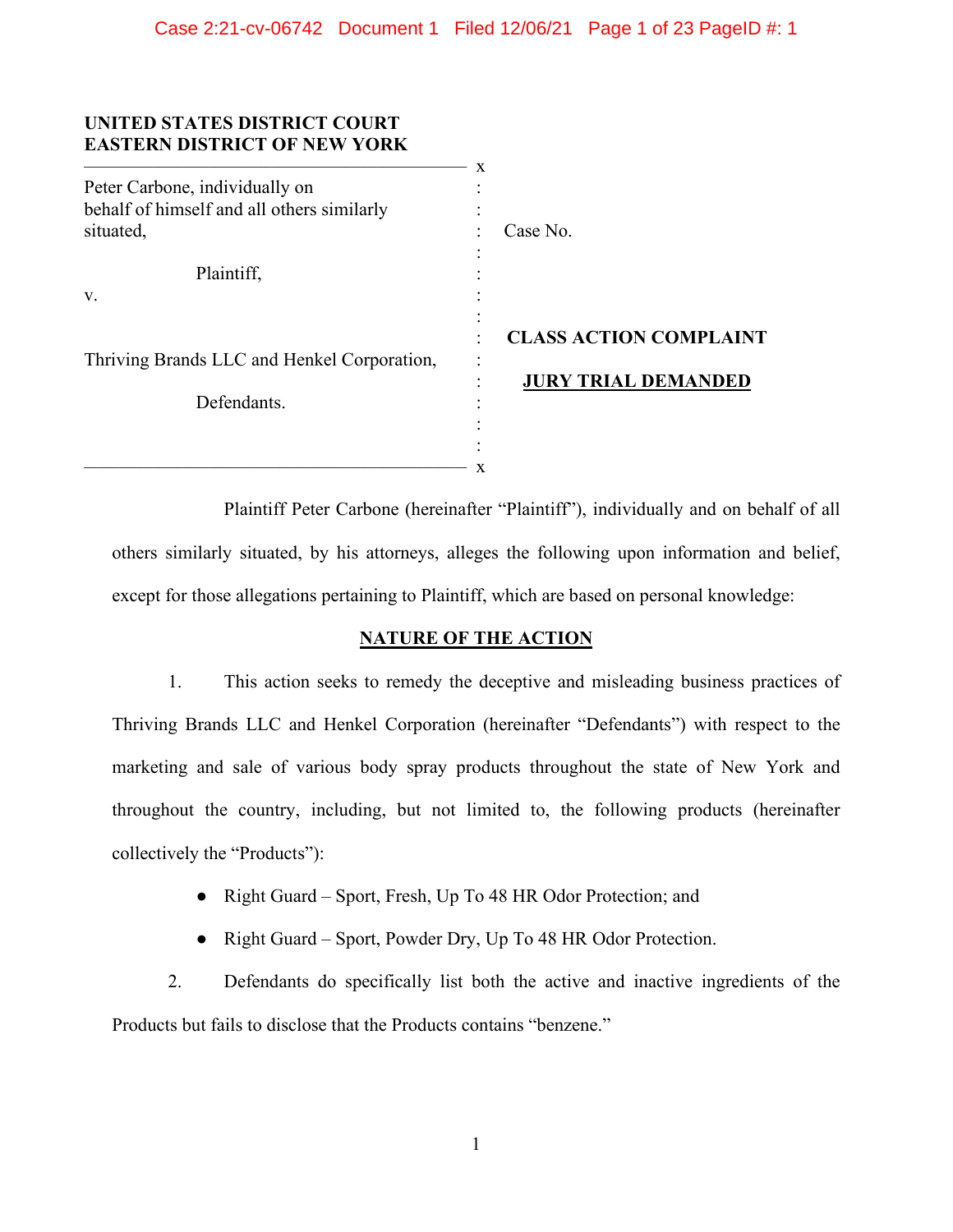**UNITED STATES DISTRICT COURT**
**EASTERN DISTRICT OF NEW YORK**

Peter Carbone, individually on behalf of himself and all others similarly situated,

Plaintiff,

v.

Thriving Brands LLC and Henkel Corporation,

Defendants.

Case No.

**CLASS ACTION COMPLAINT**

**JURY TRIAL DEMANDED**

Plaintiff Peter Carbone (hereinafter "Plaintiff"), individually and on behalf of all others similarly situated, by his attorneys, alleges the following upon information and belief, except for those allegations pertaining to Plaintiff, which are based on personal knowledge:

## NATURE OF THE ACTION

1. This action seeks to remedy the deceptive and misleading business practices of Thriving Brands LLC and Henkel Corporation (hereinafter "Defendants") with respect to the marketing and sale of various body spray products throughout the state of New York and throughout the country, including, but not limited to, the following products (hereinafter collectively the "Products"):

- Right Guard – Sport, Fresh, Up To 48 HR Odor Protection; and
- Right Guard – Sport, Powder Dry, Up To 48 HR Odor Protection.

2. Defendants do specifically list both the active and inactive ingredients of the Products but fails to disclose that the Products contains "benzene."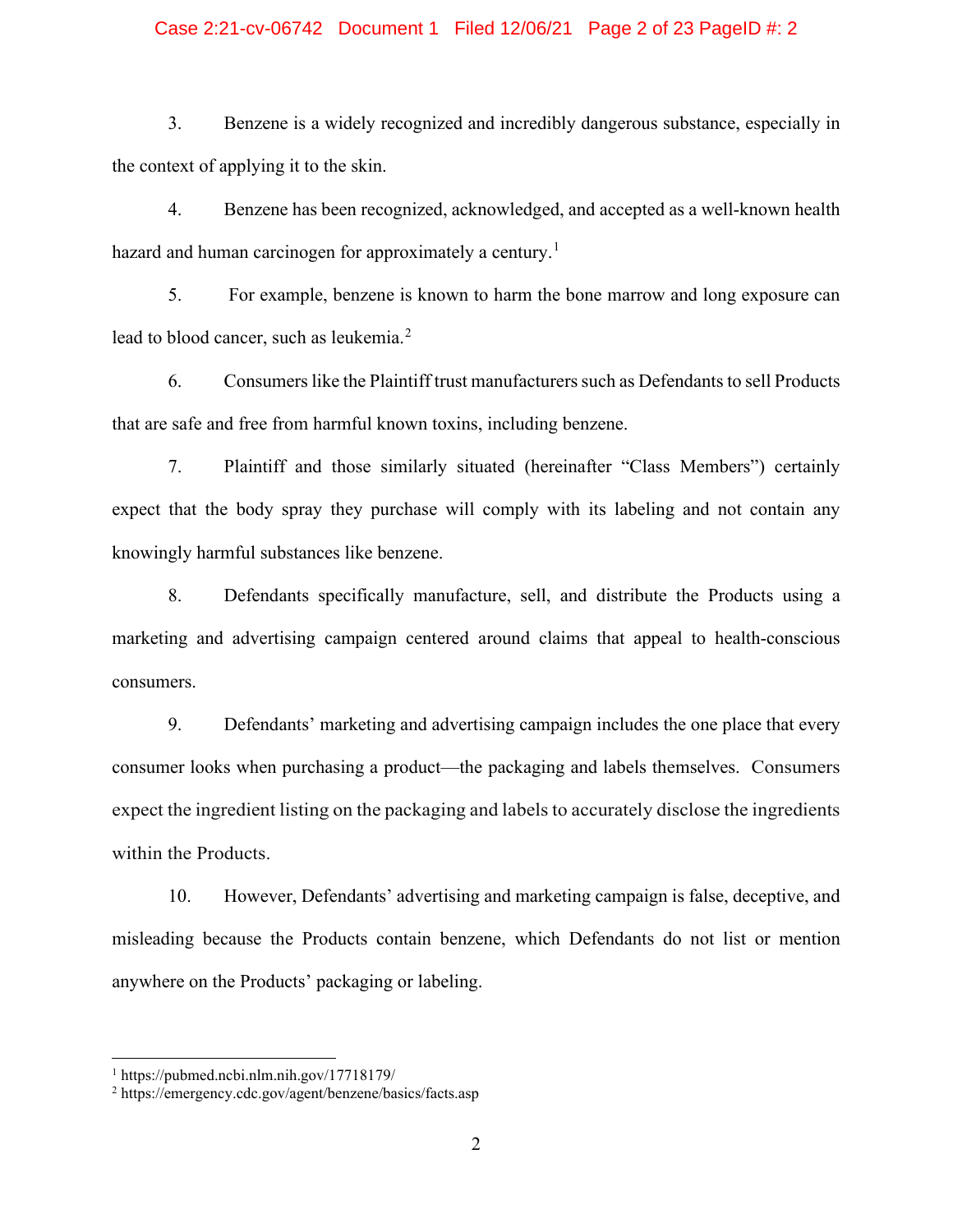3. Benzene is a widely recognized and incredibly dangerous substance, especially in the context of applying it to the skin.

4. Benzene has been recognized, acknowledged, and accepted as a well-known health hazard and human carcinogen for approximately a century.[1]

5. For example, benzene is known to harm the bone marrow and long exposure can lead to blood cancer, such as leukemia.[2]

6. Consumers like the Plaintiff trust manufacturers such as Defendants to sell Products that are safe and free from harmful known toxins, including benzene.

7. Plaintiff and those similarly situated (hereinafter "Class Members") certainly expect that the body spray they purchase will comply with its labeling and not contain any knowingly harmful substances like benzene.

8. Defendants specifically manufacture, sell, and distribute the Products using a marketing and advertising campaign centered around claims that appeal to health-conscious consumers.

9. Defendants' marketing and advertising campaign includes the one place that every consumer looks when purchasing a product—the packaging and labels themselves. Consumers expect the ingredient listing on the packaging and labels to accurately disclose the ingredients within the Products.

10. However, Defendants' advertising and marketing campaign is false, deceptive, and misleading because the Products contain benzene, which Defendants do not list or mention anywhere on the Products' packaging or labeling.

---

[1] https://pubmed.ncbi.nlm.nih.gov/17718179/

[2] https://emergency.cdc.gov/agent/benzene/basics/facts.asp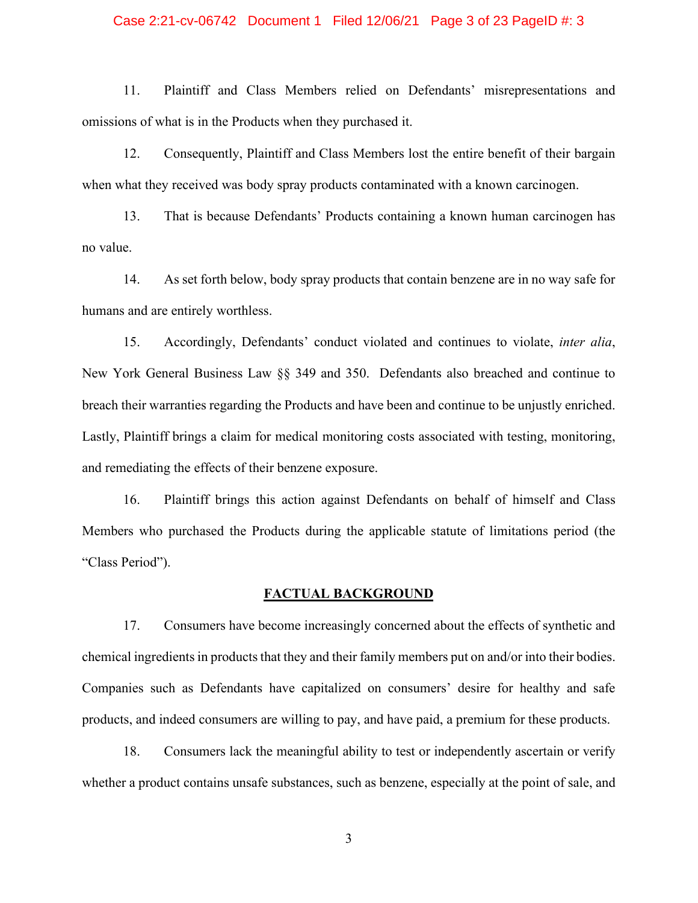11. Plaintiff and Class Members relied on Defendants' misrepresentations and omissions of what is in the Products when they purchased it.

12. Consequently, Plaintiff and Class Members lost the entire benefit of their bargain when what they received was body spray products contaminated with a known carcinogen.

13. That is because Defendants' Products containing a known human carcinogen has no value.

14. As set forth below, body spray products that contain benzene are in no way safe for humans and are entirely worthless.

15. Accordingly, Defendants' conduct violated and continues to violate, *inter alia*, New York General Business Law §§ 349 and 350. Defendants also breached and continue to breach their warranties regarding the Products and have been and continue to be unjustly enriched. Lastly, Plaintiff brings a claim for medical monitoring costs associated with testing, monitoring, and remediating the effects of their benzene exposure.

16. Plaintiff brings this action against Defendants on behalf of himself and Class Members who purchased the Products during the applicable statute of limitations period (the "Class Period").

## FACTUAL BACKGROUND

17. Consumers have become increasingly concerned about the effects of synthetic and chemical ingredients in products that they and their family members put on and/or into their bodies. Companies such as Defendants have capitalized on consumers' desire for healthy and safe products, and indeed consumers are willing to pay, and have paid, a premium for these products.

18. Consumers lack the meaningful ability to test or independently ascertain or verify whether a product contains unsafe substances, such as benzene, especially at the point of sale, and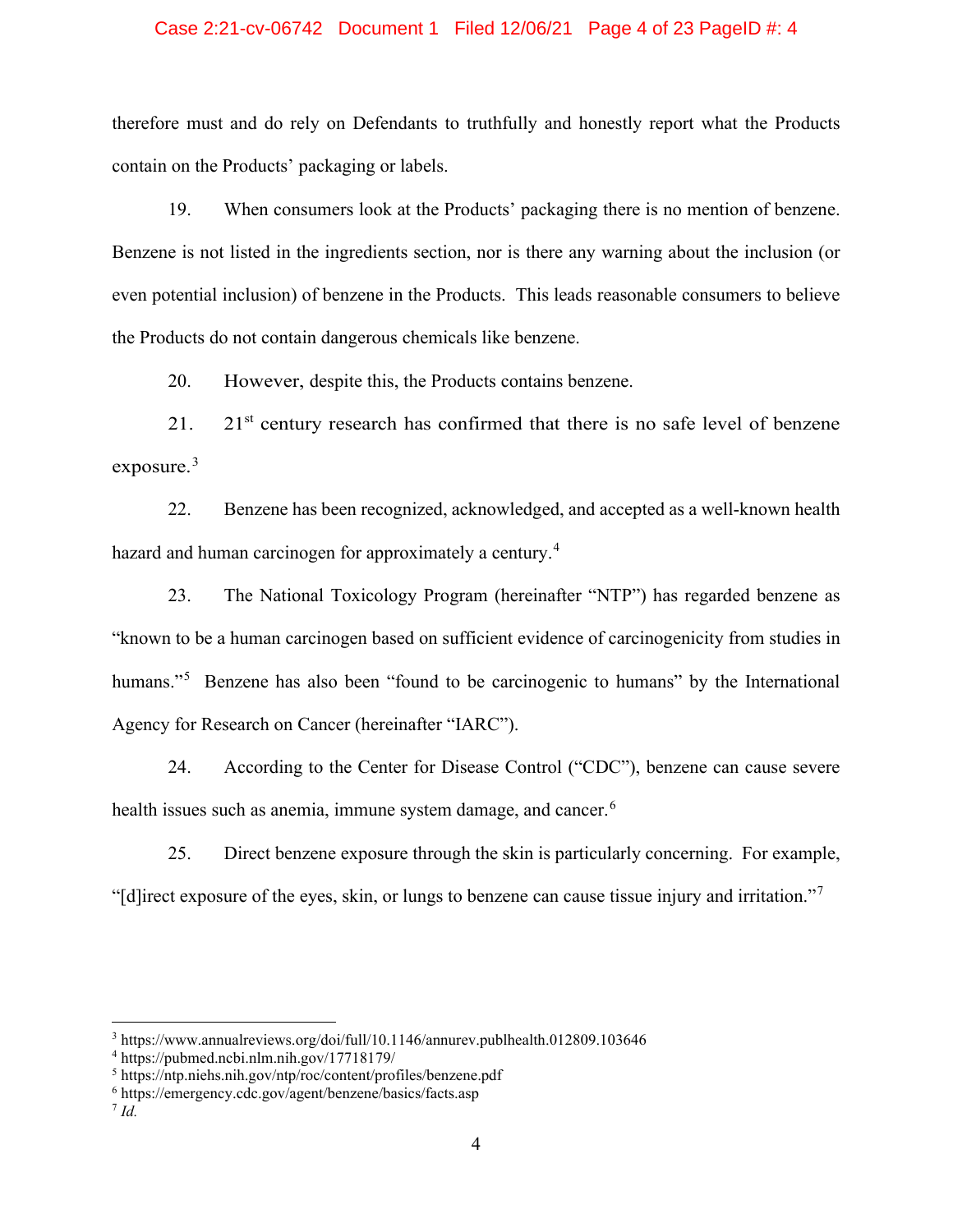therefore must and do rely on Defendants to truthfully and honestly report what the Products contain on the Products' packaging or labels.

19. When consumers look at the Products' packaging there is no mention of benzene. Benzene is not listed in the ingredients section, nor is there any warning about the inclusion (or even potential inclusion) of benzene in the Products. This leads reasonable consumers to believe the Products do not contain dangerous chemicals like benzene.

20. However, despite this, the Products contains benzene.

21. 21st century research has confirmed that there is no safe level of benzene exposure.[3]

22. Benzene has been recognized, acknowledged, and accepted as a well-known health hazard and human carcinogen for approximately a century.[4]

23. The National Toxicology Program (hereinafter "NTP") has regarded benzene as "known to be a human carcinogen based on sufficient evidence of carcinogenicity from studies in humans."[5] Benzene has also been "found to be carcinogenic to humans" by the International Agency for Research on Cancer (hereinafter "IARC").

24. According to the Center for Disease Control ("CDC"), benzene can cause severe health issues such as anemia, immune system damage, and cancer.[6]

25. Direct benzene exposure through the skin is particularly concerning. For example, "[d]irect exposure of the eyes, skin, or lungs to benzene can cause tissue injury and irritation."[7]

---

[3] https://www.annualreviews.org/doi/full/10.1146/annurev.publhealth.012809.103646

[4] https://pubmed.ncbi.nlm.nih.gov/17718179/

[5] https://ntp.niehs.nih.gov/ntp/roc/content/profiles/benzene.pdf

[6] https://emergency.cdc.gov/agent/benzene/basics/facts.asp

[7] *Id.*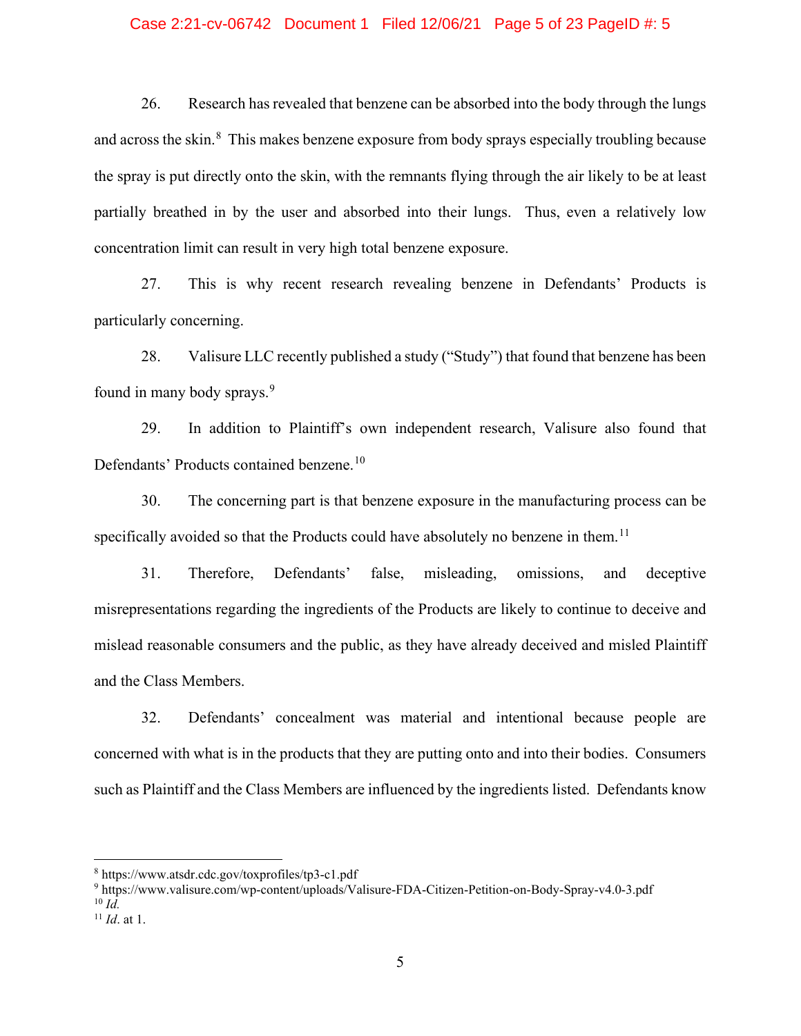26. Research has revealed that benzene can be absorbed into the body through the lungs and across the skin.[8] This makes benzene exposure from body sprays especially troubling because the spray is put directly onto the skin, with the remnants flying through the air likely to be at least partially breathed in by the user and absorbed into their lungs. Thus, even a relatively low concentration limit can result in very high total benzene exposure.

27. This is why recent research revealing benzene in Defendants' Products is particularly concerning.

28. Valisure LLC recently published a study ("Study") that found that benzene has been found in many body sprays.[9]

29. In addition to Plaintiff's own independent research, Valisure also found that Defendants' Products contained benzene.[10]

30. The concerning part is that benzene exposure in the manufacturing process can be specifically avoided so that the Products could have absolutely no benzene in them.[11]

31. Therefore, Defendants' false, misleading, omissions, and deceptive misrepresentations regarding the ingredients of the Products are likely to continue to deceive and mislead reasonable consumers and the public, as they have already deceived and misled Plaintiff and the Class Members.

32. Defendants' concealment was material and intentional because people are concerned with what is in the products that they are putting onto and into their bodies. Consumers such as Plaintiff and the Class Members are influenced by the ingredients listed. Defendants know

---

[8] https://www.atsdr.cdc.gov/toxprofiles/tp3-c1.pdf

[9] https://www.valisure.com/wp-content/uploads/Valisure-FDA-Citizen-Petition-on-Body-Spray-v4.0-3.pdf

[10] *Id.*

[11] *Id*. at 1.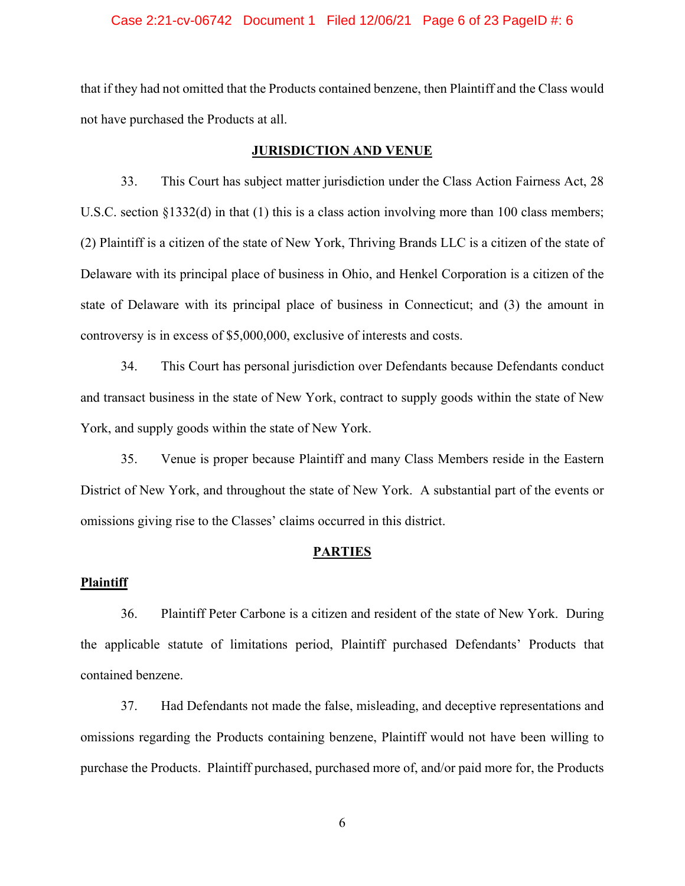that if they had not omitted that the Products contained benzene, then Plaintiff and the Class would not have purchased the Products at all.

## JURISDICTION AND VENUE

33. This Court has subject matter jurisdiction under the Class Action Fairness Act, 28 U.S.C. section §1332(d) in that (1) this is a class action involving more than 100 class members; (2) Plaintiff is a citizen of the state of New York, Thriving Brands LLC is a citizen of the state of Delaware with its principal place of business in Ohio, and Henkel Corporation is a citizen of the state of Delaware with its principal place of business in Connecticut; and (3) the amount in controversy is in excess of $5,000,000, exclusive of interests and costs.

34. This Court has personal jurisdiction over Defendants because Defendants conduct and transact business in the state of New York, contract to supply goods within the state of New York, and supply goods within the state of New York.

35. Venue is proper because Plaintiff and many Class Members reside in the Eastern District of New York, and throughout the state of New York. A substantial part of the events or omissions giving rise to the Classes' claims occurred in this district.

## PARTIES

### Plaintiff

36. Plaintiff Peter Carbone is a citizen and resident of the state of New York. During the applicable statute of limitations period, Plaintiff purchased Defendants' Products that contained benzene.

37. Had Defendants not made the false, misleading, and deceptive representations and omissions regarding the Products containing benzene, Plaintiff would not have been willing to purchase the Products. Plaintiff purchased, purchased more of, and/or paid more for, the Products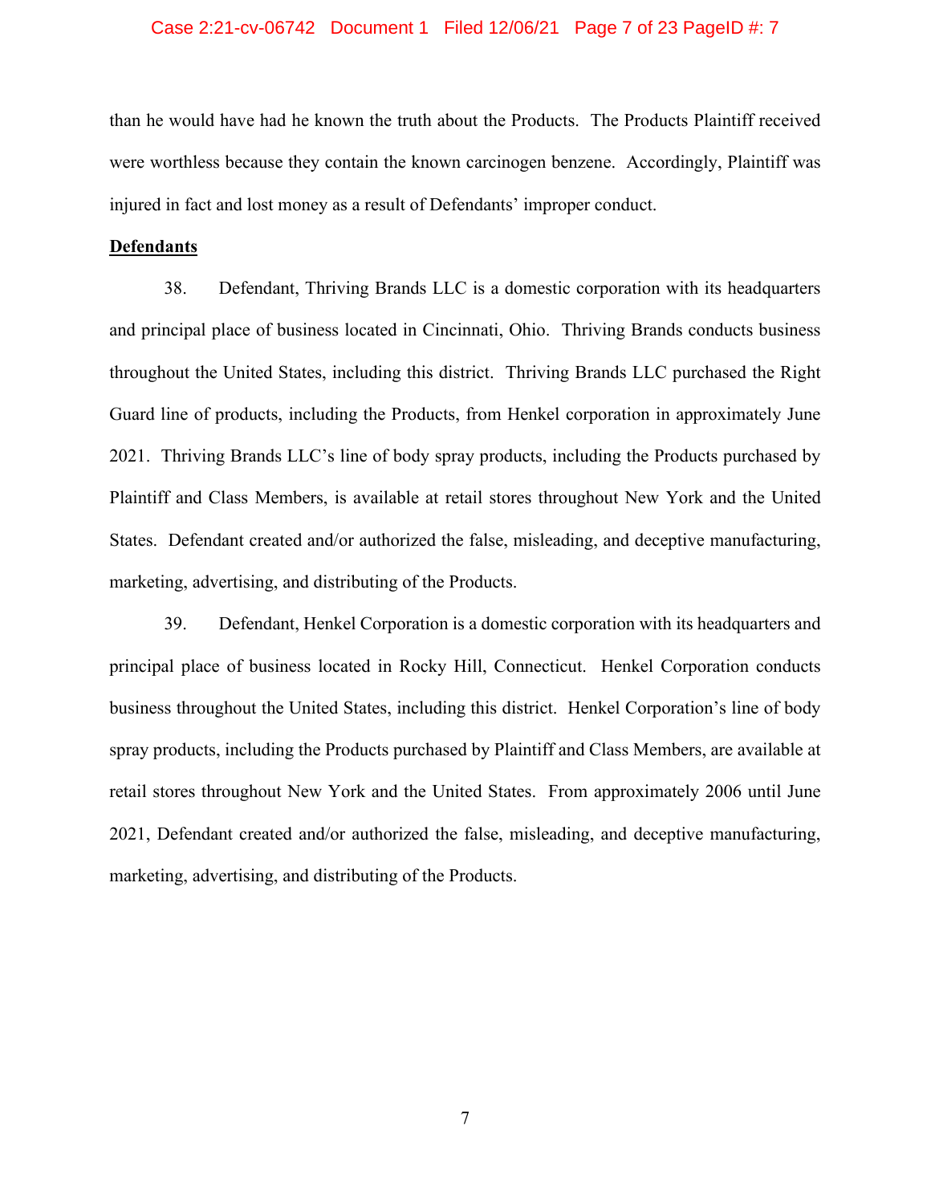than he would have had he known the truth about the Products. The Products Plaintiff received were worthless because they contain the known carcinogen benzene. Accordingly, Plaintiff was injured in fact and lost money as a result of Defendants' improper conduct.

**<u>Defendants</u>**

38. Defendant, Thriving Brands LLC is a domestic corporation with its headquarters and principal place of business located in Cincinnati, Ohio. Thriving Brands conducts business throughout the United States, including this district. Thriving Brands LLC purchased the Right Guard line of products, including the Products, from Henkel corporation in approximately June 2021. Thriving Brands LLC's line of body spray products, including the Products purchased by Plaintiff and Class Members, is available at retail stores throughout New York and the United States. Defendant created and/or authorized the false, misleading, and deceptive manufacturing, marketing, advertising, and distributing of the Products.

39. Defendant, Henkel Corporation is a domestic corporation with its headquarters and principal place of business located in Rocky Hill, Connecticut. Henkel Corporation conducts business throughout the United States, including this district. Henkel Corporation's line of body spray products, including the Products purchased by Plaintiff and Class Members, are available at retail stores throughout New York and the United States. From approximately 2006 until June 2021, Defendant created and/or authorized the false, misleading, and deceptive manufacturing, marketing, advertising, and distributing of the Products.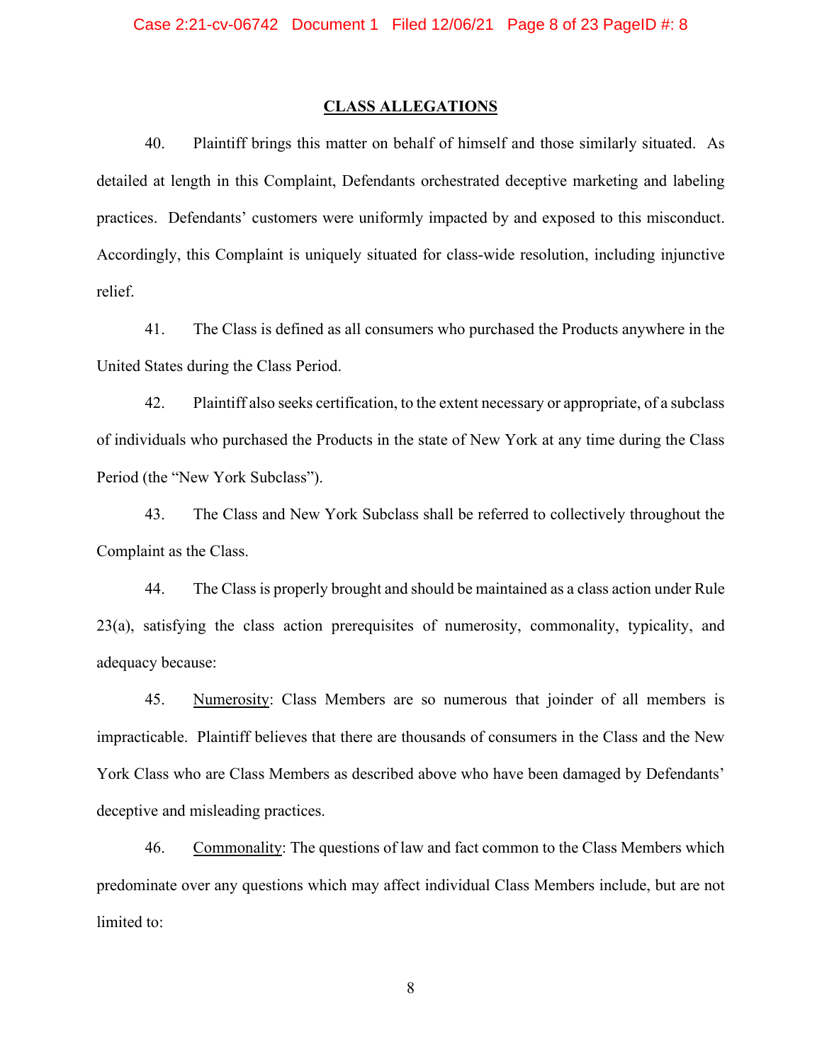## CLASS ALLEGATIONS

40. Plaintiff brings this matter on behalf of himself and those similarly situated. As detailed at length in this Complaint, Defendants orchestrated deceptive marketing and labeling practices. Defendants' customers were uniformly impacted by and exposed to this misconduct. Accordingly, this Complaint is uniquely situated for class-wide resolution, including injunctive relief.

41. The Class is defined as all consumers who purchased the Products anywhere in the United States during the Class Period.

42. Plaintiff also seeks certification, to the extent necessary or appropriate, of a subclass of individuals who purchased the Products in the state of New York at any time during the Class Period (the "New York Subclass").

43. The Class and New York Subclass shall be referred to collectively throughout the Complaint as the Class.

44. The Class is properly brought and should be maintained as a class action under Rule 23(a), satisfying the class action prerequisites of numerosity, commonality, typicality, and adequacy because:

45. Numerosity: Class Members are so numerous that joinder of all members is impracticable. Plaintiff believes that there are thousands of consumers in the Class and the New York Class who are Class Members as described above who have been damaged by Defendants' deceptive and misleading practices.

46. Commonality: The questions of law and fact common to the Class Members which predominate over any questions which may affect individual Class Members include, but are not limited to: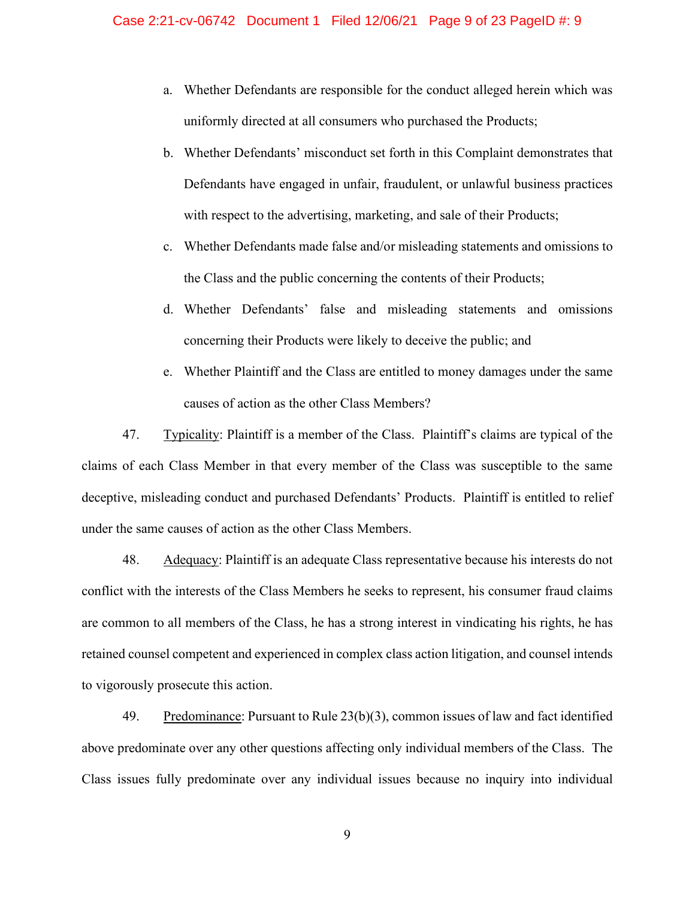a. Whether Defendants are responsible for the conduct alleged herein which was uniformly directed at all consumers who purchased the Products;

b. Whether Defendants' misconduct set forth in this Complaint demonstrates that Defendants have engaged in unfair, fraudulent, or unlawful business practices with respect to the advertising, marketing, and sale of their Products;

c. Whether Defendants made false and/or misleading statements and omissions to the Class and the public concerning the contents of their Products;

d. Whether Defendants' false and misleading statements and omissions concerning their Products were likely to deceive the public; and

e. Whether Plaintiff and the Class are entitled to money damages under the same causes of action as the other Class Members?

47. Typicality: Plaintiff is a member of the Class. Plaintiff's claims are typical of the claims of each Class Member in that every member of the Class was susceptible to the same deceptive, misleading conduct and purchased Defendants' Products. Plaintiff is entitled to relief under the same causes of action as the other Class Members.

48. Adequacy: Plaintiff is an adequate Class representative because his interests do not conflict with the interests of the Class Members he seeks to represent, his consumer fraud claims are common to all members of the Class, he has a strong interest in vindicating his rights, he has retained counsel competent and experienced in complex class action litigation, and counsel intends to vigorously prosecute this action.

49. Predominance: Pursuant to Rule 23(b)(3), common issues of law and fact identified above predominate over any other questions affecting only individual members of the Class. The Class issues fully predominate over any individual issues because no inquiry into individual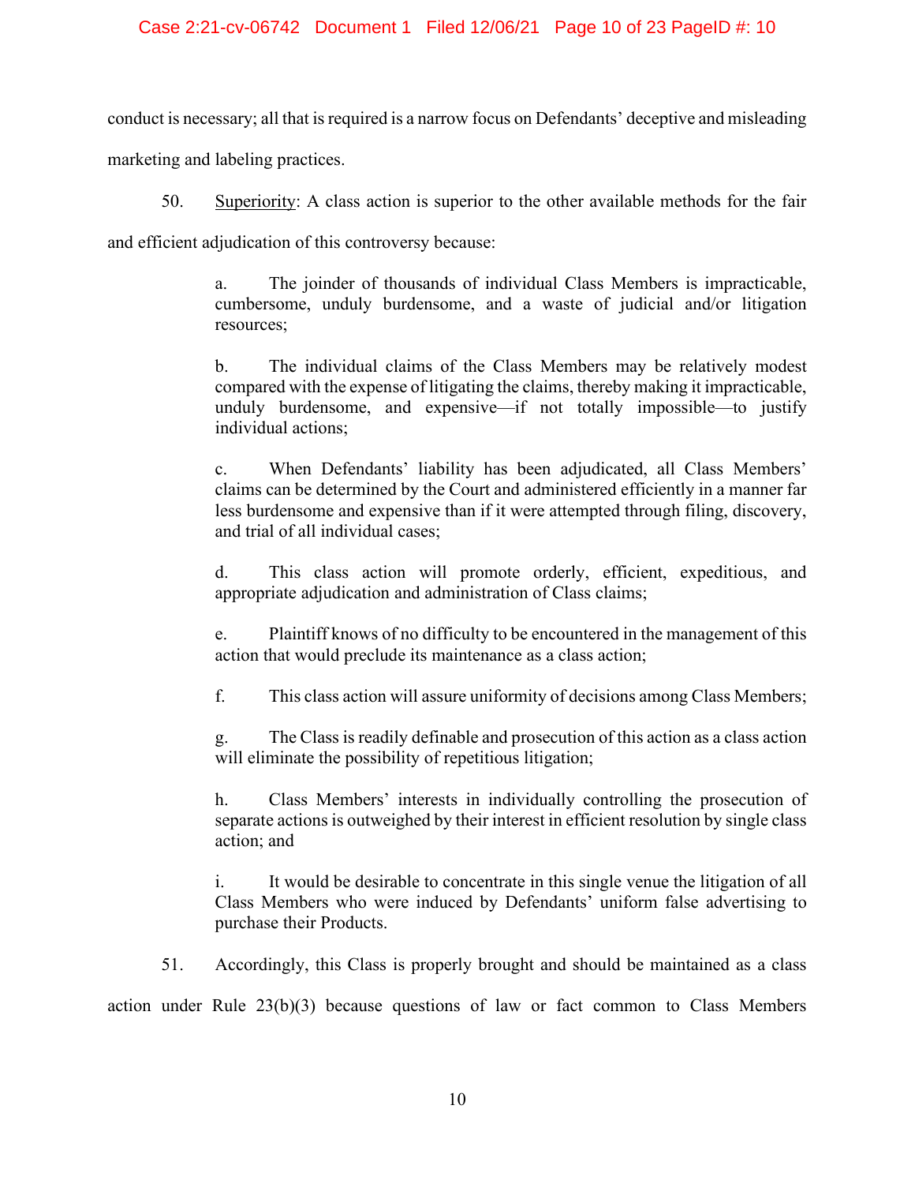conduct is necessary; all that is required is a narrow focus on Defendants' deceptive and misleading marketing and labeling practices.

50. <u>Superiority</u>: A class action is superior to the other available methods for the fair and efficient adjudication of this controversy because:

> a. The joinder of thousands of individual Class Members is impracticable, cumbersome, unduly burdensome, and a waste of judicial and/or litigation resources;
>
> b. The individual claims of the Class Members may be relatively modest compared with the expense of litigating the claims, thereby making it impracticable, unduly burdensome, and expensive—if not totally impossible—to justify individual actions;
>
> c. When Defendants' liability has been adjudicated, all Class Members' claims can be determined by the Court and administered efficiently in a manner far less burdensome and expensive than if it were attempted through filing, discovery, and trial of all individual cases;
>
> d. This class action will promote orderly, efficient, expeditious, and appropriate adjudication and administration of Class claims;
>
> e. Plaintiff knows of no difficulty to be encountered in the management of this action that would preclude its maintenance as a class action;
>
> f. This class action will assure uniformity of decisions among Class Members;
>
> g. The Class is readily definable and prosecution of this action as a class action will eliminate the possibility of repetitious litigation;
>
> h. Class Members' interests in individually controlling the prosecution of separate actions is outweighed by their interest in efficient resolution by single class action; and
>
> i. It would be desirable to concentrate in this single venue the litigation of all Class Members who were induced by Defendants' uniform false advertising to purchase their Products.

51. Accordingly, this Class is properly brought and should be maintained as a class action under Rule 23(b)(3) because questions of law or fact common to Class Members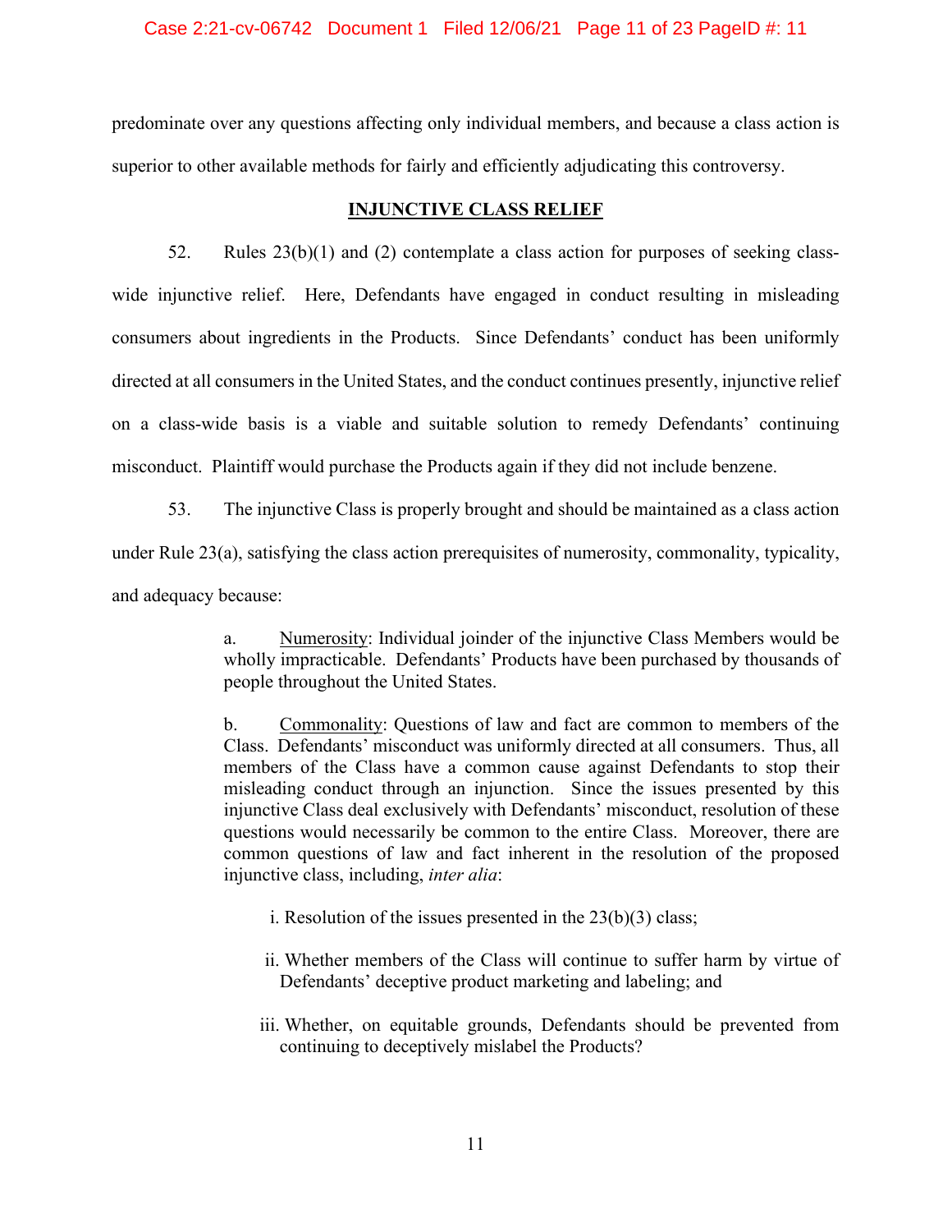predominate over any questions affecting only individual members, and because a class action is superior to other available methods for fairly and efficiently adjudicating this controversy.

## INJUNCTIVE CLASS RELIEF

52. Rules 23(b)(1) and (2) contemplate a class action for purposes of seeking class-wide injunctive relief. Here, Defendants have engaged in conduct resulting in misleading consumers about ingredients in the Products. Since Defendants' conduct has been uniformly directed at all consumers in the United States, and the conduct continues presently, injunctive relief on a class-wide basis is a viable and suitable solution to remedy Defendants' continuing misconduct. Plaintiff would purchase the Products again if they did not include benzene.

53. The injunctive Class is properly brought and should be maintained as a class action under Rule 23(a), satisfying the class action prerequisites of numerosity, commonality, typicality, and adequacy because:

> a. Numerosity: Individual joinder of the injunctive Class Members would be wholly impracticable. Defendants' Products have been purchased by thousands of people throughout the United States.
>
> b. Commonality: Questions of law and fact are common to members of the Class. Defendants' misconduct was uniformly directed at all consumers. Thus, all members of the Class have a common cause against Defendants to stop their misleading conduct through an injunction. Since the issues presented by this injunctive Class deal exclusively with Defendants' misconduct, resolution of these questions would necessarily be common to the entire Class. Moreover, there are common questions of law and fact inherent in the resolution of the proposed injunctive class, including, *inter alia*:
>
> i. Resolution of the issues presented in the 23(b)(3) class;
>
> ii. Whether members of the Class will continue to suffer harm by virtue of Defendants' deceptive product marketing and labeling; and
>
> iii. Whether, on equitable grounds, Defendants should be prevented from continuing to deceptively mislabel the Products?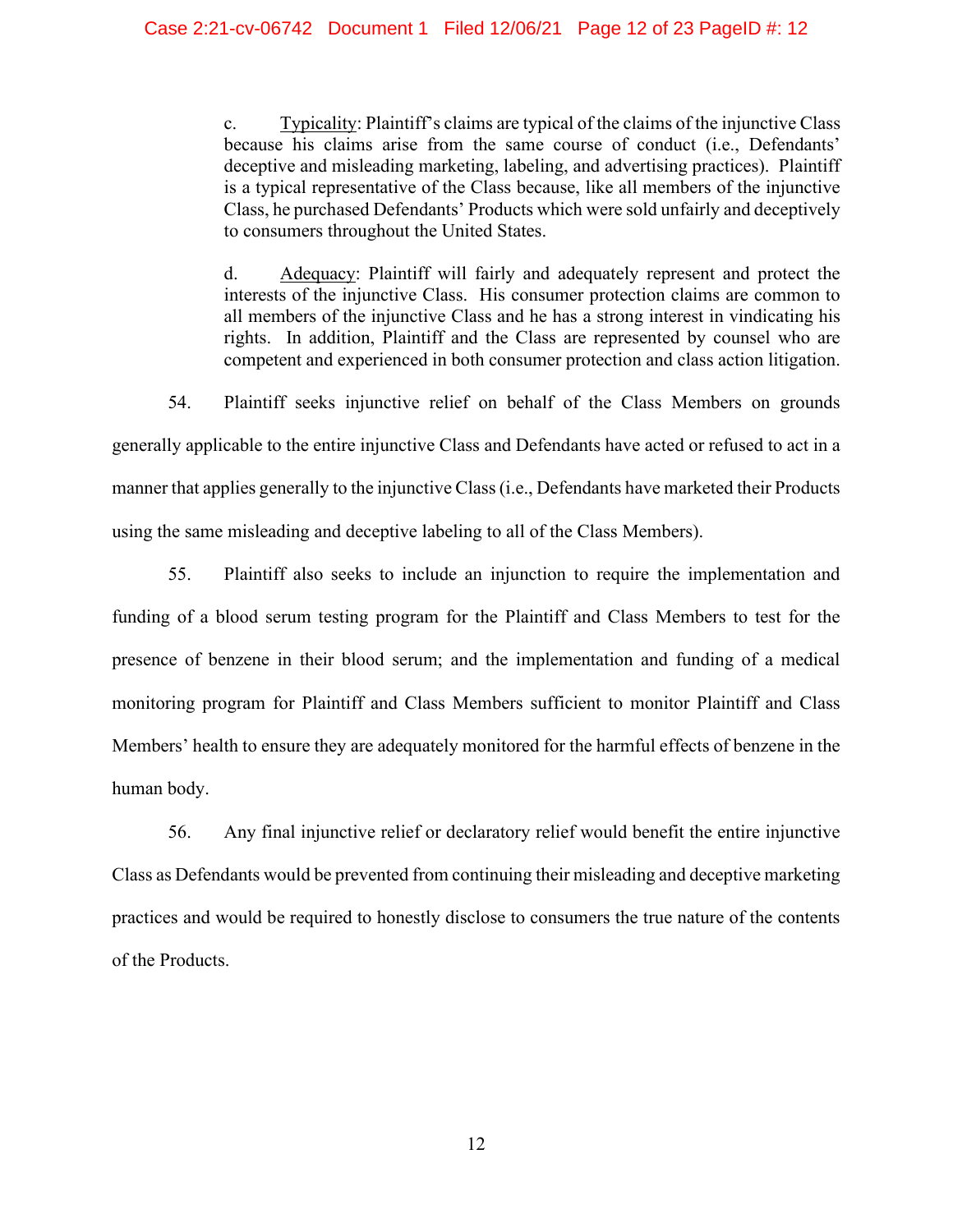c. <u>Typicality</u>: Plaintiff's claims are typical of the claims of the injunctive Class because his claims arise from the same course of conduct (i.e., Defendants' deceptive and misleading marketing, labeling, and advertising practices). Plaintiff is a typical representative of the Class because, like all members of the injunctive Class, he purchased Defendants' Products which were sold unfairly and deceptively to consumers throughout the United States.

d. <u>Adequacy</u>: Plaintiff will fairly and adequately represent and protect the interests of the injunctive Class. His consumer protection claims are common to all members of the injunctive Class and he has a strong interest in vindicating his rights. In addition, Plaintiff and the Class are represented by counsel who are competent and experienced in both consumer protection and class action litigation.

54. Plaintiff seeks injunctive relief on behalf of the Class Members on grounds generally applicable to the entire injunctive Class and Defendants have acted or refused to act in a manner that applies generally to the injunctive Class (i.e., Defendants have marketed their Products using the same misleading and deceptive labeling to all of the Class Members).

55. Plaintiff also seeks to include an injunction to require the implementation and funding of a blood serum testing program for the Plaintiff and Class Members to test for the presence of benzene in their blood serum; and the implementation and funding of a medical monitoring program for Plaintiff and Class Members sufficient to monitor Plaintiff and Class Members' health to ensure they are adequately monitored for the harmful effects of benzene in the human body.

56. Any final injunctive relief or declaratory relief would benefit the entire injunctive Class as Defendants would be prevented from continuing their misleading and deceptive marketing practices and would be required to honestly disclose to consumers the true nature of the contents of the Products.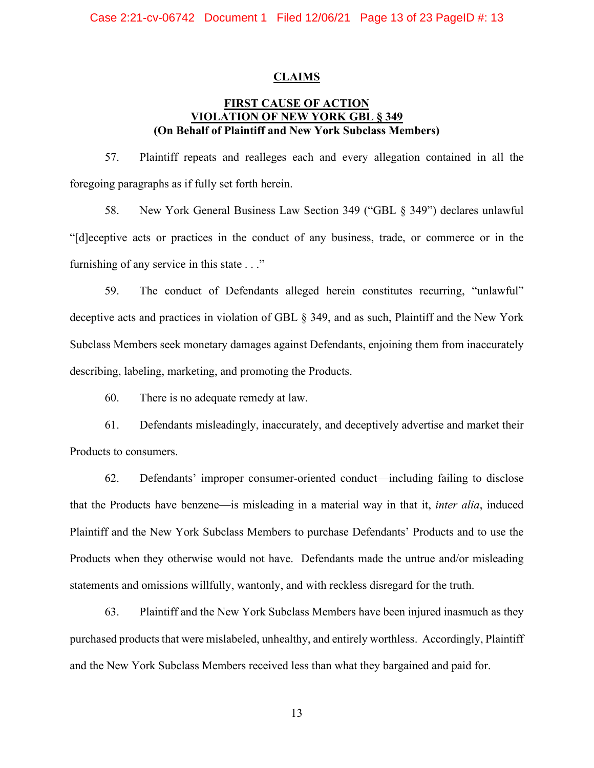## CLAIMS

### FIRST CAUSE OF ACTION
### VIOLATION OF NEW YORK GBL § 349
### (On Behalf of Plaintiff and New York Subclass Members)

57. Plaintiff repeats and realleges each and every allegation contained in all the foregoing paragraphs as if fully set forth herein.

58. New York General Business Law Section 349 ("GBL § 349") declares unlawful "[d]eceptive acts or practices in the conduct of any business, trade, or commerce or in the furnishing of any service in this state . . ."

59. The conduct of Defendants alleged herein constitutes recurring, "unlawful" deceptive acts and practices in violation of GBL § 349, and as such, Plaintiff and the New York Subclass Members seek monetary damages against Defendants, enjoining them from inaccurately describing, labeling, marketing, and promoting the Products.

60. There is no adequate remedy at law.

61. Defendants misleadingly, inaccurately, and deceptively advertise and market their Products to consumers.

62. Defendants' improper consumer-oriented conduct—including failing to disclose that the Products have benzene—is misleading in a material way in that it, *inter alia*, induced Plaintiff and the New York Subclass Members to purchase Defendants' Products and to use the Products when they otherwise would not have. Defendants made the untrue and/or misleading statements and omissions willfully, wantonly, and with reckless disregard for the truth.

63. Plaintiff and the New York Subclass Members have been injured inasmuch as they purchased products that were mislabeled, unhealthy, and entirely worthless. Accordingly, Plaintiff and the New York Subclass Members received less than what they bargained and paid for.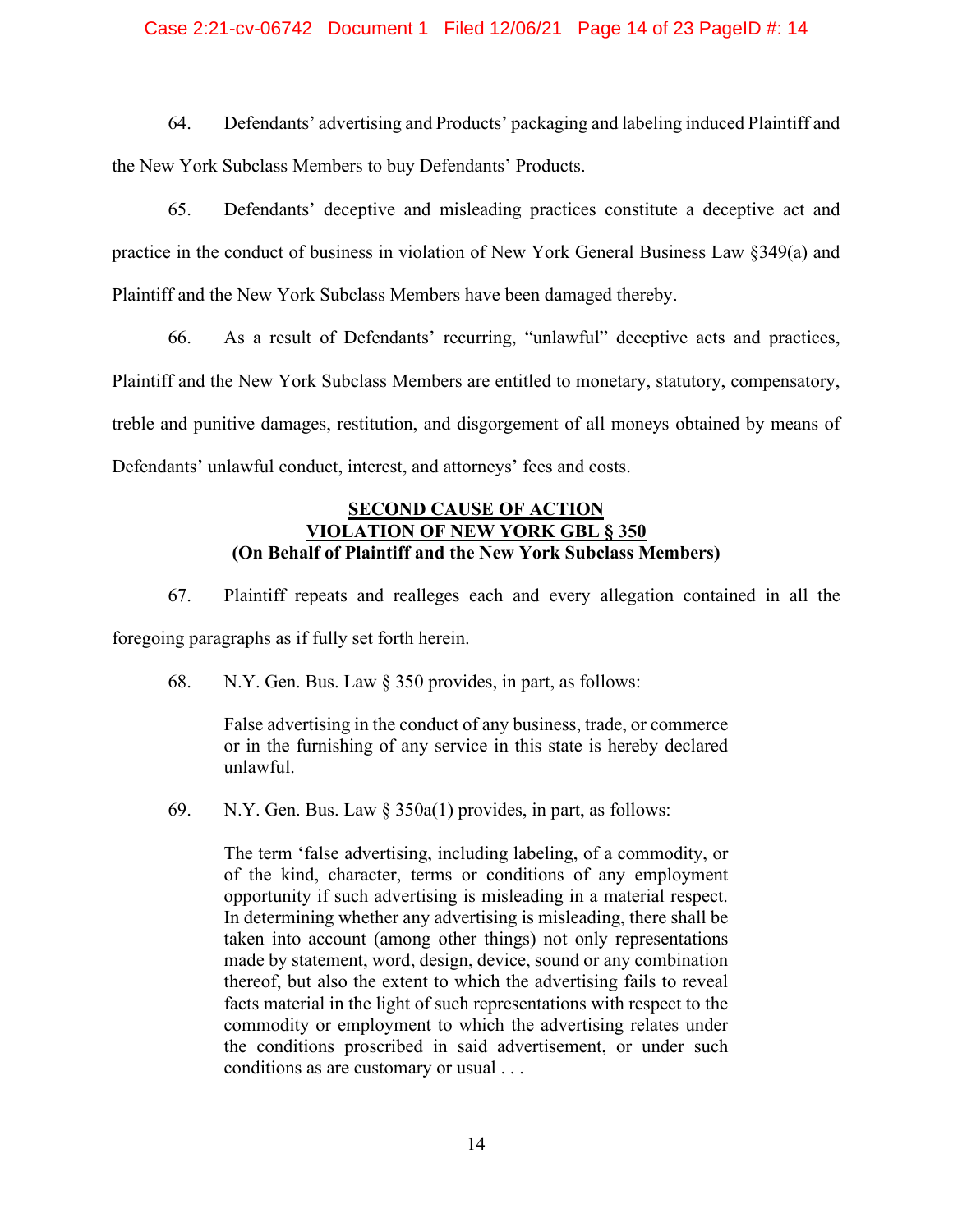64. Defendants' advertising and Products' packaging and labeling induced Plaintiff and the New York Subclass Members to buy Defendants' Products.

65. Defendants' deceptive and misleading practices constitute a deceptive act and practice in the conduct of business in violation of New York General Business Law §349(a) and Plaintiff and the New York Subclass Members have been damaged thereby.

66. As a result of Defendants' recurring, "unlawful" deceptive acts and practices, Plaintiff and the New York Subclass Members are entitled to monetary, statutory, compensatory, treble and punitive damages, restitution, and disgorgement of all moneys obtained by means of Defendants' unlawful conduct, interest, and attorneys' fees and costs.

**SECOND CAUSE OF ACTION**
**VIOLATION OF NEW YORK GBL § 350**
**(On Behalf of Plaintiff and the New York Subclass Members)**

67. Plaintiff repeats and realleges each and every allegation contained in all the foregoing paragraphs as if fully set forth herein.

68. N.Y. Gen. Bus. Law § 350 provides, in part, as follows:

> False advertising in the conduct of any business, trade, or commerce or in the furnishing of any service in this state is hereby declared unlawful.

69. N.Y. Gen. Bus. Law § 350a(1) provides, in part, as follows:

> The term 'false advertising, including labeling, of a commodity, or of the kind, character, terms or conditions of any employment opportunity if such advertising is misleading in a material respect. In determining whether any advertising is misleading, there shall be taken into account (among other things) not only representations made by statement, word, design, device, sound or any combination thereof, but also the extent to which the advertising fails to reveal facts material in the light of such representations with respect to the commodity or employment to which the advertising relates under the conditions proscribed in said advertisement, or under such conditions as are customary or usual . . .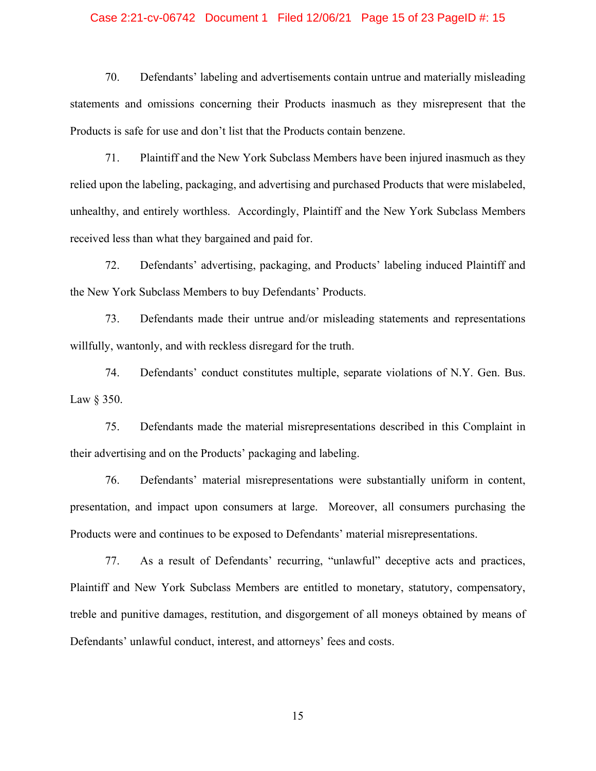70. Defendants' labeling and advertisements contain untrue and materially misleading statements and omissions concerning their Products inasmuch as they misrepresent that the Products is safe for use and don't list that the Products contain benzene.

71. Plaintiff and the New York Subclass Members have been injured inasmuch as they relied upon the labeling, packaging, and advertising and purchased Products that were mislabeled, unhealthy, and entirely worthless. Accordingly, Plaintiff and the New York Subclass Members received less than what they bargained and paid for.

72. Defendants' advertising, packaging, and Products' labeling induced Plaintiff and the New York Subclass Members to buy Defendants' Products.

73. Defendants made their untrue and/or misleading statements and representations willfully, wantonly, and with reckless disregard for the truth.

74. Defendants' conduct constitutes multiple, separate violations of N.Y. Gen. Bus. Law § 350.

75. Defendants made the material misrepresentations described in this Complaint in their advertising and on the Products' packaging and labeling.

76. Defendants' material misrepresentations were substantially uniform in content, presentation, and impact upon consumers at large. Moreover, all consumers purchasing the Products were and continues to be exposed to Defendants' material misrepresentations.

77. As a result of Defendants' recurring, "unlawful" deceptive acts and practices, Plaintiff and New York Subclass Members are entitled to monetary, statutory, compensatory, treble and punitive damages, restitution, and disgorgement of all moneys obtained by means of Defendants' unlawful conduct, interest, and attorneys' fees and costs.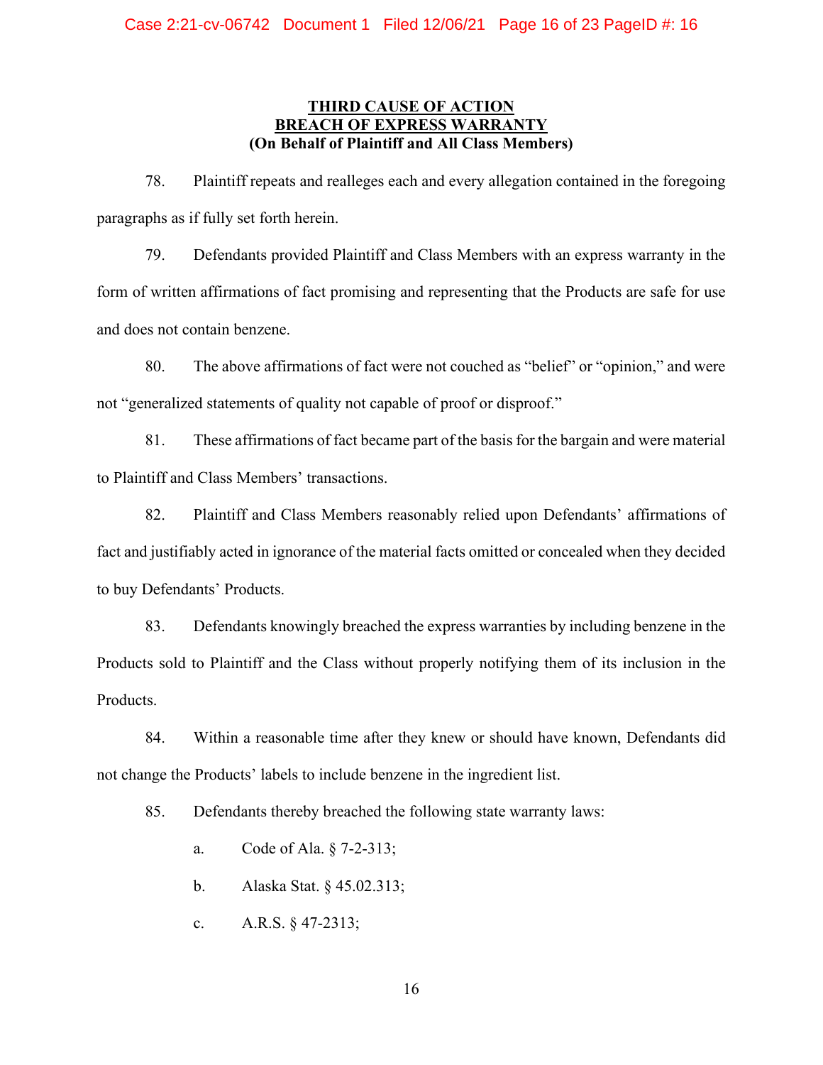## THIRD CAUSE OF ACTION
## BREACH OF EXPRESS WARRANTY
**(On Behalf of Plaintiff and All Class Members)**

78. Plaintiff repeats and realleges each and every allegation contained in the foregoing paragraphs as if fully set forth herein.

79. Defendants provided Plaintiff and Class Members with an express warranty in the form of written affirmations of fact promising and representing that the Products are safe for use and does not contain benzene.

80. The above affirmations of fact were not couched as "belief" or "opinion," and were not "generalized statements of quality not capable of proof or disproof."

81. These affirmations of fact became part of the basis for the bargain and were material to Plaintiff and Class Members' transactions.

82. Plaintiff and Class Members reasonably relied upon Defendants' affirmations of fact and justifiably acted in ignorance of the material facts omitted or concealed when they decided to buy Defendants' Products.

83. Defendants knowingly breached the express warranties by including benzene in the Products sold to Plaintiff and the Class without properly notifying them of its inclusion in the Products.

84. Within a reasonable time after they knew or should have known, Defendants did not change the Products' labels to include benzene in the ingredient list.

85. Defendants thereby breached the following state warranty laws:

a. Code of Ala. § 7-2-313;

b. Alaska Stat. § 45.02.313;

c. A.R.S. § 47-2313;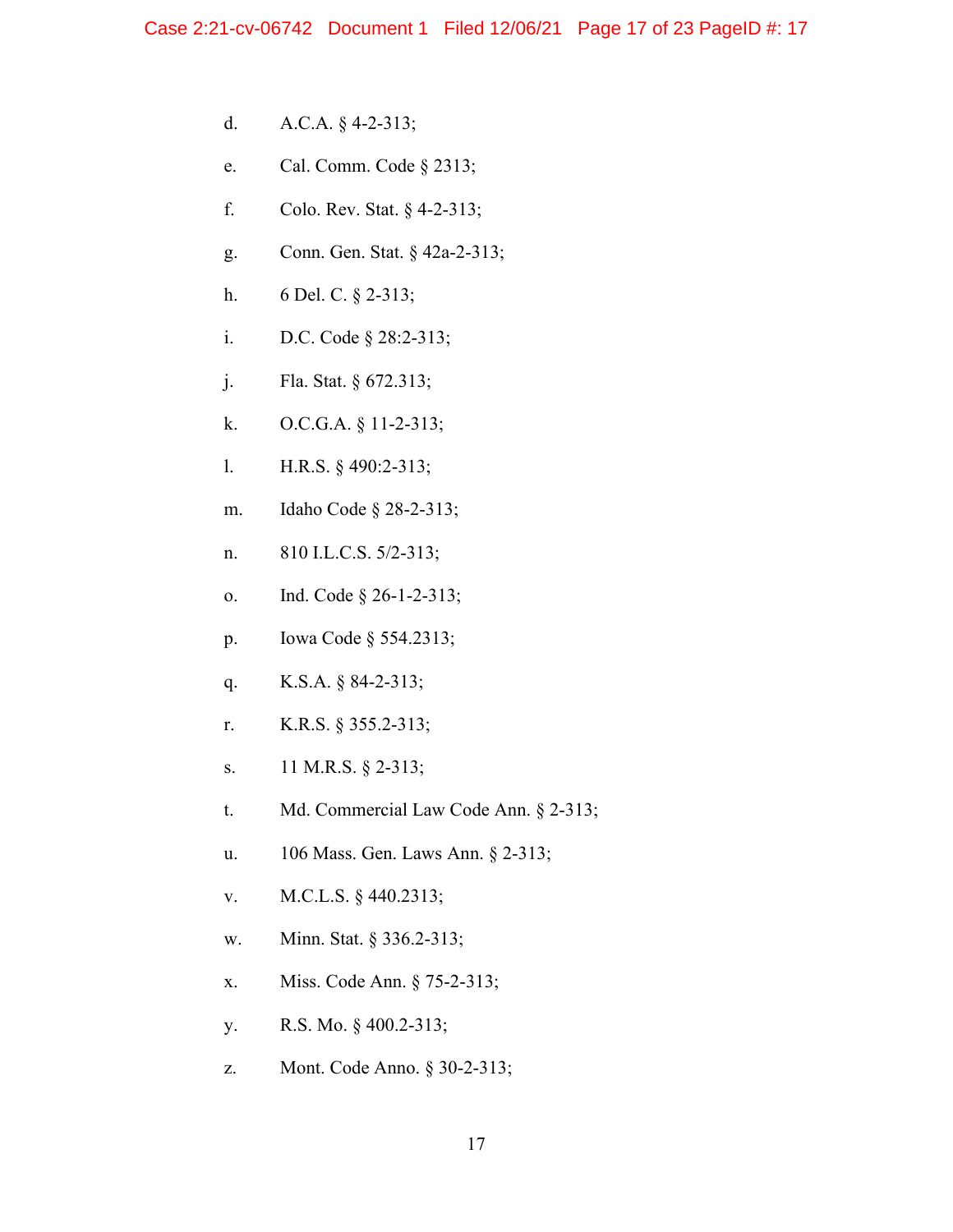d. A.C.A. § 4-2-313;

e. Cal. Comm. Code § 2313;

f. Colo. Rev. Stat. § 4-2-313;

g. Conn. Gen. Stat. § 42a-2-313;

h. 6 Del. C. § 2-313;

i. D.C. Code § 28:2-313;

j. Fla. Stat. § 672.313;

k. O.C.G.A. § 11-2-313;

l. H.R.S. § 490:2-313;

m. Idaho Code § 28-2-313;

n. 810 I.L.C.S. 5/2-313;

o. Ind. Code § 26-1-2-313;

p. Iowa Code § 554.2313;

q. K.S.A. § 84-2-313;

r. K.R.S. § 355.2-313;

s. 11 M.R.S. § 2-313;

t. Md. Commercial Law Code Ann. § 2-313;

u. 106 Mass. Gen. Laws Ann. § 2-313;

v. M.C.L.S. § 440.2313;

w. Minn. Stat. § 336.2-313;

x. Miss. Code Ann. § 75-2-313;

y. R.S. Mo. § 400.2-313;

z. Mont. Code Anno. § 30-2-313;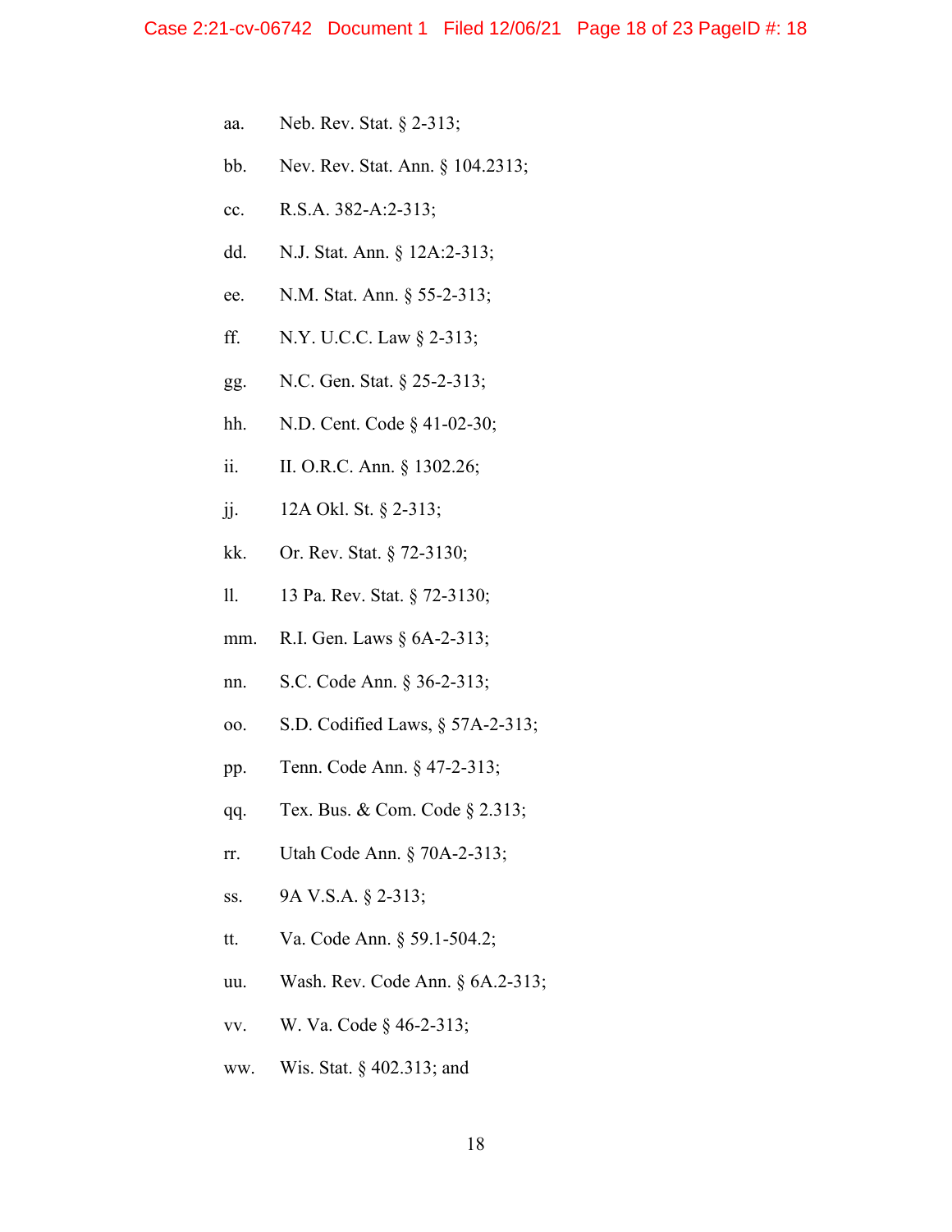aa. Neb. Rev. Stat. § 2-313;

bb. Nev. Rev. Stat. Ann. § 104.2313;

cc. R.S.A. 382-A:2-313;

dd. N.J. Stat. Ann. § 12A:2-313;

ee. N.M. Stat. Ann. § 55-2-313;

ff. N.Y. U.C.C. Law § 2-313;

gg. N.C. Gen. Stat. § 25-2-313;

hh. N.D. Cent. Code § 41-02-30;

ii. II. O.R.C. Ann. § 1302.26;

jj. 12A Okl. St. § 2-313;

kk. Or. Rev. Stat. § 72-3130;

ll. 13 Pa. Rev. Stat. § 72-3130;

mm. R.I. Gen. Laws § 6A-2-313;

nn. S.C. Code Ann. § 36-2-313;

oo. S.D. Codified Laws, § 57A-2-313;

pp. Tenn. Code Ann. § 47-2-313;

qq. Tex. Bus. & Com. Code § 2.313;

rr. Utah Code Ann. § 70A-2-313;

ss. 9A V.S.A. § 2-313;

tt. Va. Code Ann. § 59.1-504.2;

uu. Wash. Rev. Code Ann. § 6A.2-313;

vv. W. Va. Code § 46-2-313;

ww. Wis. Stat. § 402.313; and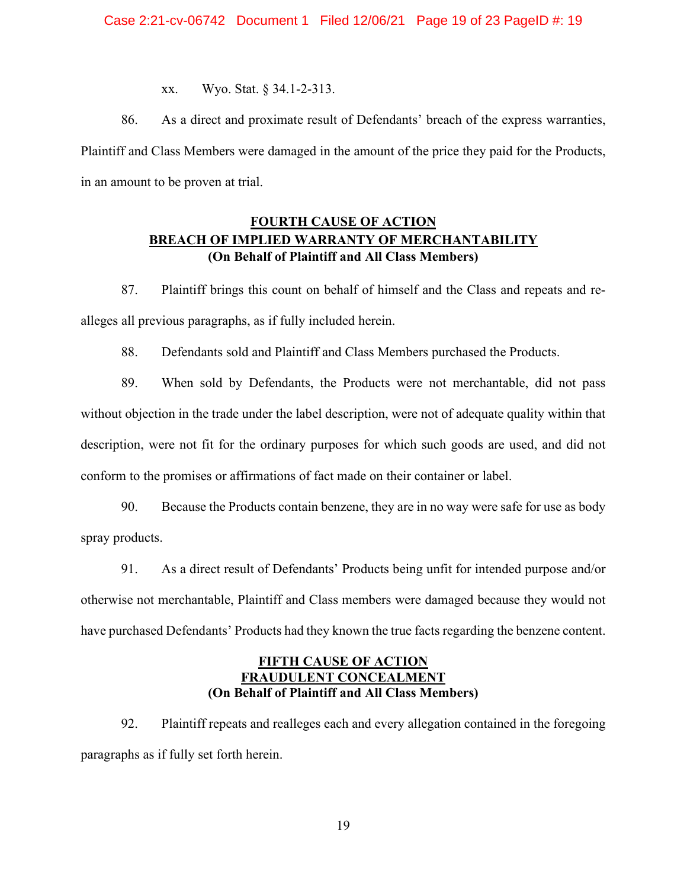xx. Wyo. Stat. § 34.1-2-313.

86. As a direct and proximate result of Defendants' breach of the express warranties, Plaintiff and Class Members were damaged in the amount of the price they paid for the Products, in an amount to be proven at trial.

## FOURTH CAUSE OF ACTION
## BREACH OF IMPLIED WARRANTY OF MERCHANTABILITY
**(On Behalf of Plaintiff and All Class Members)**

87. Plaintiff brings this count on behalf of himself and the Class and repeats and re-alleges all previous paragraphs, as if fully included herein.

88. Defendants sold and Plaintiff and Class Members purchased the Products.

89. When sold by Defendants, the Products were not merchantable, did not pass without objection in the trade under the label description, were not of adequate quality within that description, were not fit for the ordinary purposes for which such goods are used, and did not conform to the promises or affirmations of fact made on their container or label.

90. Because the Products contain benzene, they are in no way were safe for use as body spray products.

91. As a direct result of Defendants' Products being unfit for intended purpose and/or otherwise not merchantable, Plaintiff and Class members were damaged because they would not have purchased Defendants' Products had they known the true facts regarding the benzene content.

## FIFTH CAUSE OF ACTION
## FRAUDULENT CONCEALMENT
**(On Behalf of Plaintiff and All Class Members)**

92. Plaintiff repeats and realleges each and every allegation contained in the foregoing paragraphs as if fully set forth herein.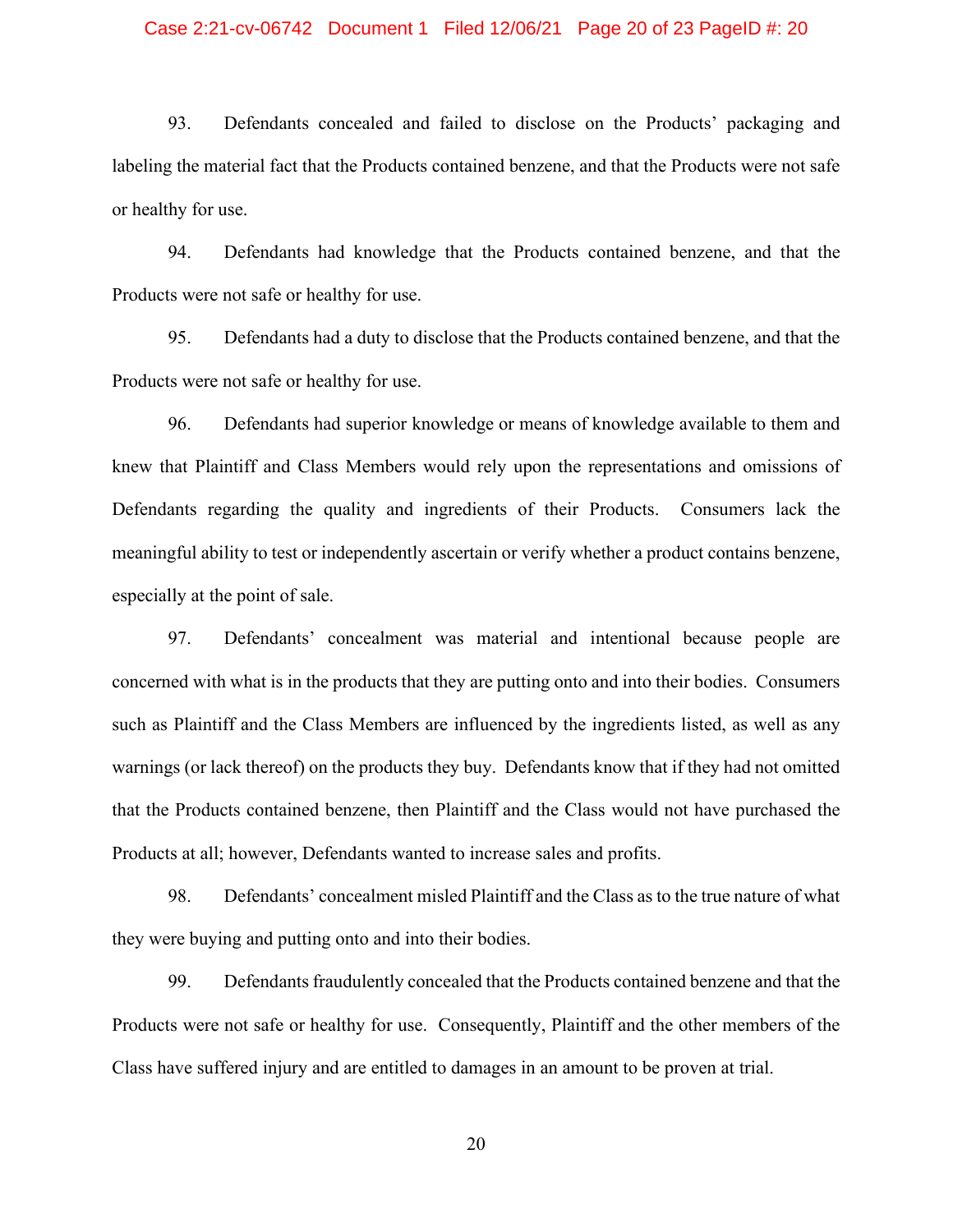93. Defendants concealed and failed to disclose on the Products' packaging and labeling the material fact that the Products contained benzene, and that the Products were not safe or healthy for use.

94. Defendants had knowledge that the Products contained benzene, and that the Products were not safe or healthy for use.

95. Defendants had a duty to disclose that the Products contained benzene, and that the Products were not safe or healthy for use.

96. Defendants had superior knowledge or means of knowledge available to them and knew that Plaintiff and Class Members would rely upon the representations and omissions of Defendants regarding the quality and ingredients of their Products. Consumers lack the meaningful ability to test or independently ascertain or verify whether a product contains benzene, especially at the point of sale.

97. Defendants' concealment was material and intentional because people are concerned with what is in the products that they are putting onto and into their bodies. Consumers such as Plaintiff and the Class Members are influenced by the ingredients listed, as well as any warnings (or lack thereof) on the products they buy. Defendants know that if they had not omitted that the Products contained benzene, then Plaintiff and the Class would not have purchased the Products at all; however, Defendants wanted to increase sales and profits.

98. Defendants' concealment misled Plaintiff and the Class as to the true nature of what they were buying and putting onto and into their bodies.

99. Defendants fraudulently concealed that the Products contained benzene and that the Products were not safe or healthy for use. Consequently, Plaintiff and the other members of the Class have suffered injury and are entitled to damages in an amount to be proven at trial.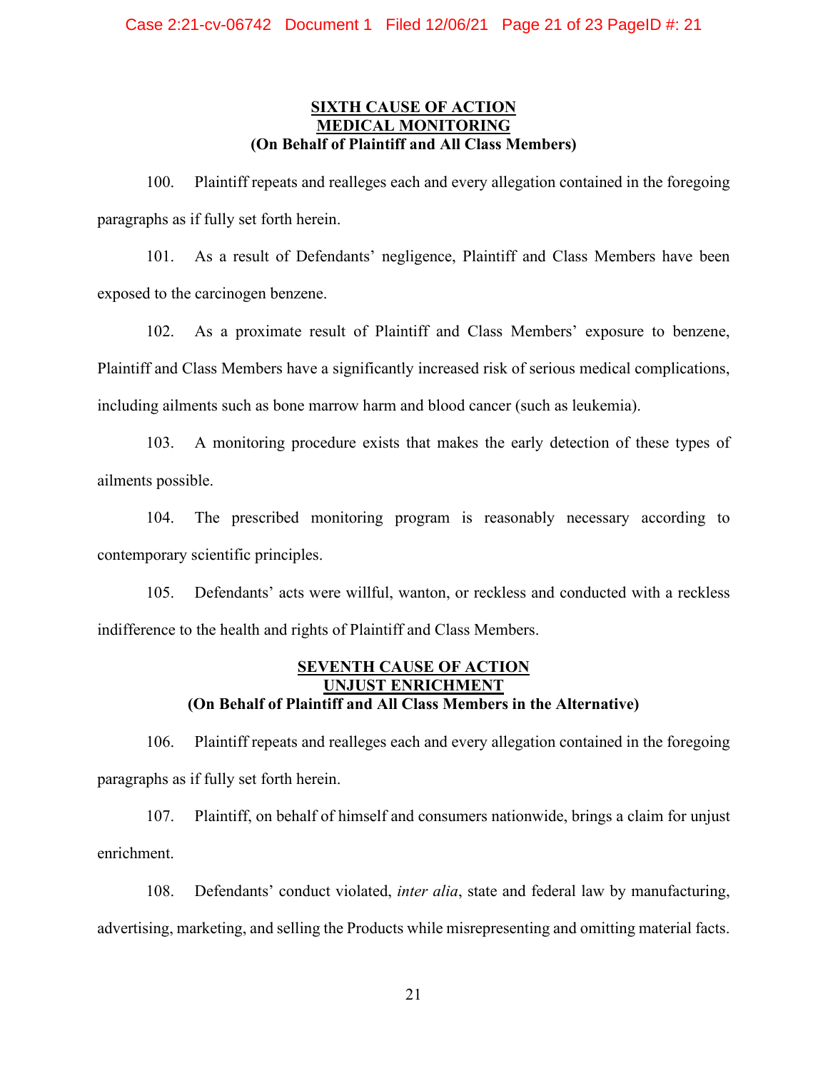**<u>SIXTH CAUSE OF ACTION</u>**
**<u>MEDICAL MONITORING</u>**
**(On Behalf of Plaintiff and All Class Members)**

100. Plaintiff repeats and realleges each and every allegation contained in the foregoing paragraphs as if fully set forth herein.

101. As a result of Defendants' negligence, Plaintiff and Class Members have been exposed to the carcinogen benzene.

102. As a proximate result of Plaintiff and Class Members' exposure to benzene, Plaintiff and Class Members have a significantly increased risk of serious medical complications, including ailments such as bone marrow harm and blood cancer (such as leukemia).

103. A monitoring procedure exists that makes the early detection of these types of ailments possible.

104. The prescribed monitoring program is reasonably necessary according to contemporary scientific principles.

105. Defendants' acts were willful, wanton, or reckless and conducted with a reckless indifference to the health and rights of Plaintiff and Class Members.

**<u>SEVENTH CAUSE OF ACTION</u>**
**<u>UNJUST ENRICHMENT</u>**
**(On Behalf of Plaintiff and All Class Members in the Alternative)**

106. Plaintiff repeats and realleges each and every allegation contained in the foregoing paragraphs as if fully set forth herein.

107. Plaintiff, on behalf of himself and consumers nationwide, brings a claim for unjust enrichment.

108. Defendants' conduct violated, *inter alia*, state and federal law by manufacturing, advertising, marketing, and selling the Products while misrepresenting and omitting material facts.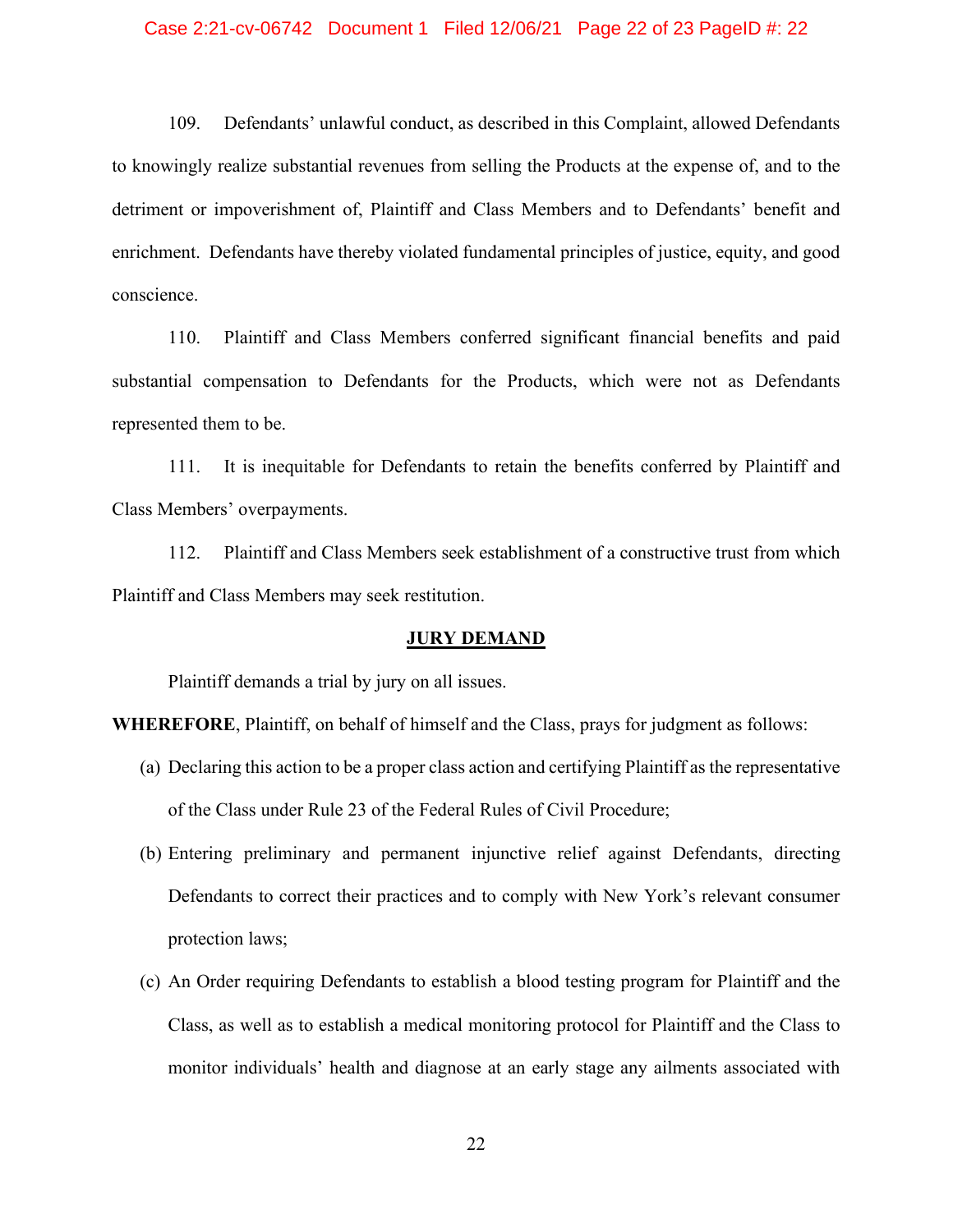109. Defendants' unlawful conduct, as described in this Complaint, allowed Defendants to knowingly realize substantial revenues from selling the Products at the expense of, and to the detriment or impoverishment of, Plaintiff and Class Members and to Defendants' benefit and enrichment. Defendants have thereby violated fundamental principles of justice, equity, and good conscience.

110. Plaintiff and Class Members conferred significant financial benefits and paid substantial compensation to Defendants for the Products, which were not as Defendants represented them to be.

111. It is inequitable for Defendants to retain the benefits conferred by Plaintiff and Class Members' overpayments.

112. Plaintiff and Class Members seek establishment of a constructive trust from which Plaintiff and Class Members may seek restitution.

## JURY DEMAND

Plaintiff demands a trial by jury on all issues.

**WHEREFORE**, Plaintiff, on behalf of himself and the Class, prays for judgment as follows:

(a) Declaring this action to be a proper class action and certifying Plaintiff as the representative of the Class under Rule 23 of the Federal Rules of Civil Procedure;

(b) Entering preliminary and permanent injunctive relief against Defendants, directing Defendants to correct their practices and to comply with New York's relevant consumer protection laws;

(c) An Order requiring Defendants to establish a blood testing program for Plaintiff and the Class, as well as to establish a medical monitoring protocol for Plaintiff and the Class to monitor individuals' health and diagnose at an early stage any ailments associated with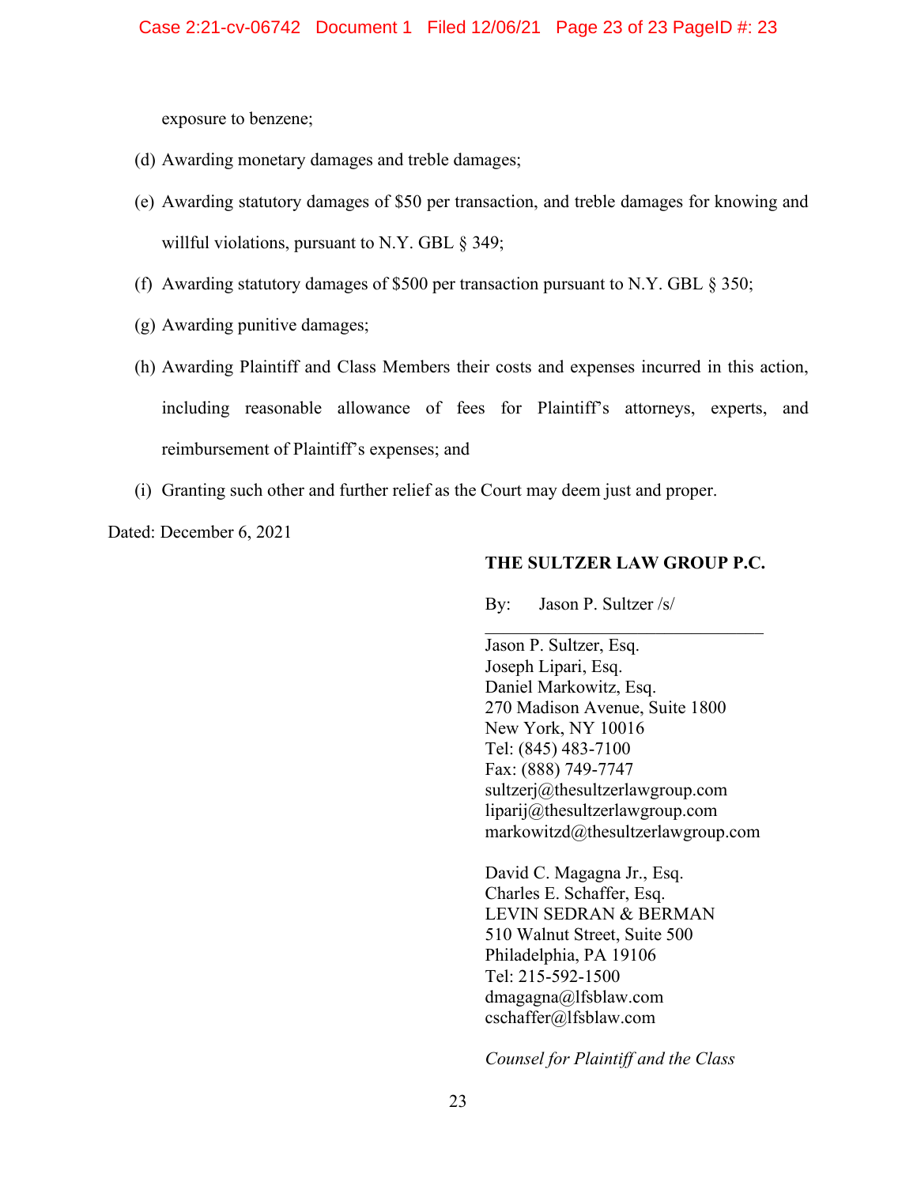exposure to benzene;

(d) Awarding monetary damages and treble damages;

(e) Awarding statutory damages of $50 per transaction, and treble damages for knowing and willful violations, pursuant to N.Y. GBL § 349;

(f) Awarding statutory damages of $500 per transaction pursuant to N.Y. GBL § 350;

(g) Awarding punitive damages;

(h) Awarding Plaintiff and Class Members their costs and expenses incurred in this action, including reasonable allowance of fees for Plaintiff's attorneys, experts, and reimbursement of Plaintiff's expenses; and

(i) Granting such other and further relief as the Court may deem just and proper.

Dated: December 6, 2021

**THE SULTZER LAW GROUP P.C.**

By: Jason P. Sultzer /s/

Jason P. Sultzer, Esq.
Joseph Lipari, Esq.
Daniel Markowitz, Esq.
270 Madison Avenue, Suite 1800
New York, NY 10016
Tel: (845) 483-7100
Fax: (888) 749-7747
sultzerj@thesultzerlawgroup.com
liparij@thesultzerlawgroup.com
markowitzd@thesultzerlawgroup.com

David C. Magagna Jr., Esq.
Charles E. Schaffer, Esq.
LEVIN SEDRAN & BERMAN
510 Walnut Street, Suite 500
Philadelphia, PA 19106
Tel: 215-592-1500
dmagagna@lfsblaw.com
cschaffer@lfsblaw.com

*Counsel for Plaintiff and the Class*